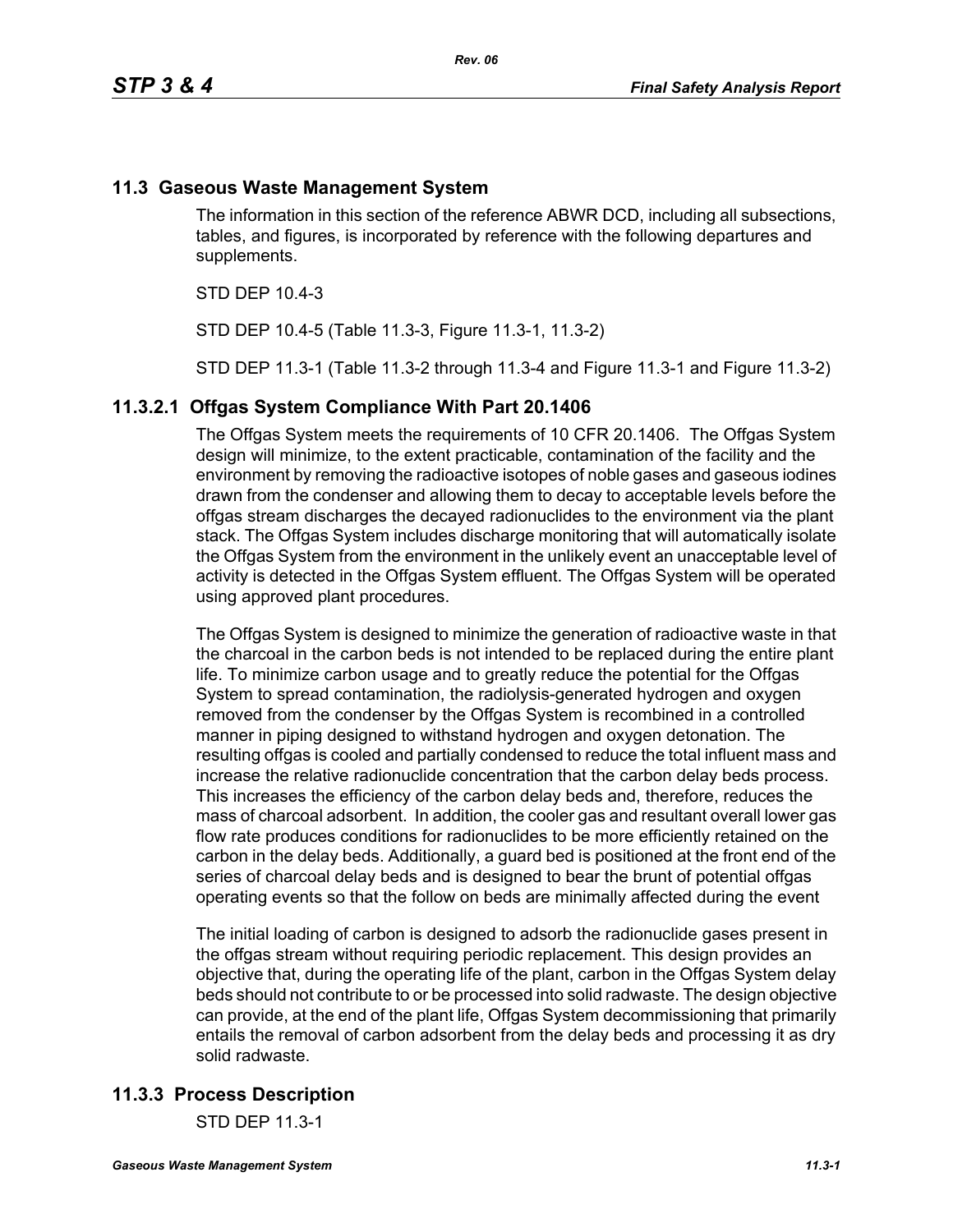## 11.3 Gaseous Waste Management System

The information in this section of the reference ABWR DCD, including all subsections, tables, and figures, is incorporated by reference with the following departures and supplements.

STD DEP 10.4-3

STD DEP 10.4-5 (Table 11.3-3, Figure 11.3-1, 11.3-2)

STD DEP 11.3-1 (Table 11.3-2 through 11.3-4 and Figure 11.3-1 and Figure 11.3-2)

### 11.3.2.1 Offgas System Compliance With Part 20.1406

The Offgas System meets the requirements of 10 CFR 20.1406. The Offgas System design will minimize, to the extent practicable, contamination of the facility and the environment by removing the radioactive isotopes of noble gases and gaseous iodines drawn from the condenser and allowing them to decay to acceptable levels before the offgas stream discharges the decayed radionuclides to the environment via the plant stack. The Offgas System includes discharge monitoring that will automatically isolate the Offgas System from the environment in the unlikely event an unacceptable level of activity is detected in the Offgas System effluent. The Offgas System will be operated using approved plant procedures.

The Offgas System is designed to minimize the generation of radioactive waste in that the charcoal in the carbon beds is not intended to be replaced during the entire plant life. To minimize carbon usage and to greatly reduce the potential for the Offgas System to spread contamination, the radiolysis-generated hydrogen and oxygen removed from the condenser by the Offgas System is recombined in a controlled manner in piping designed to withstand hydrogen and oxygen detonation. The resulting offgas is cooled and partially condensed to reduce the total influent mass and increase the relative radionuclide concentration that the carbon delay beds process. This increases the efficiency of the carbon delay beds and, therefore, reduces the mass of charcoal adsorbent. In addition, the cooler gas and resultant overall lower gas flow rate produces conditions for radionuclides to be more efficiently retained on the carbon in the delay beds. Additionally, a guard bed is positioned at the front end of the series of charcoal delay beds and is designed to bear the brunt of potential offgas operating events so that the follow on beds are minimally affected during the event

The initial loading of carbon is designed to adsorb the radionuclide gases present in the offgas stream without requiring periodic replacement. This design provides an objective that, during the operating life of the plant, carbon in the Offgas System delay beds should not contribute to or be processed into solid radwaste. The design objective can provide, at the end of the plant life, Offgas System decommissioning that primarily entails the removal of carbon adsorbent from the delay beds and processing it as dry solid radwaste.

## 11.3.3 Process Description

STD DEP 11.3-1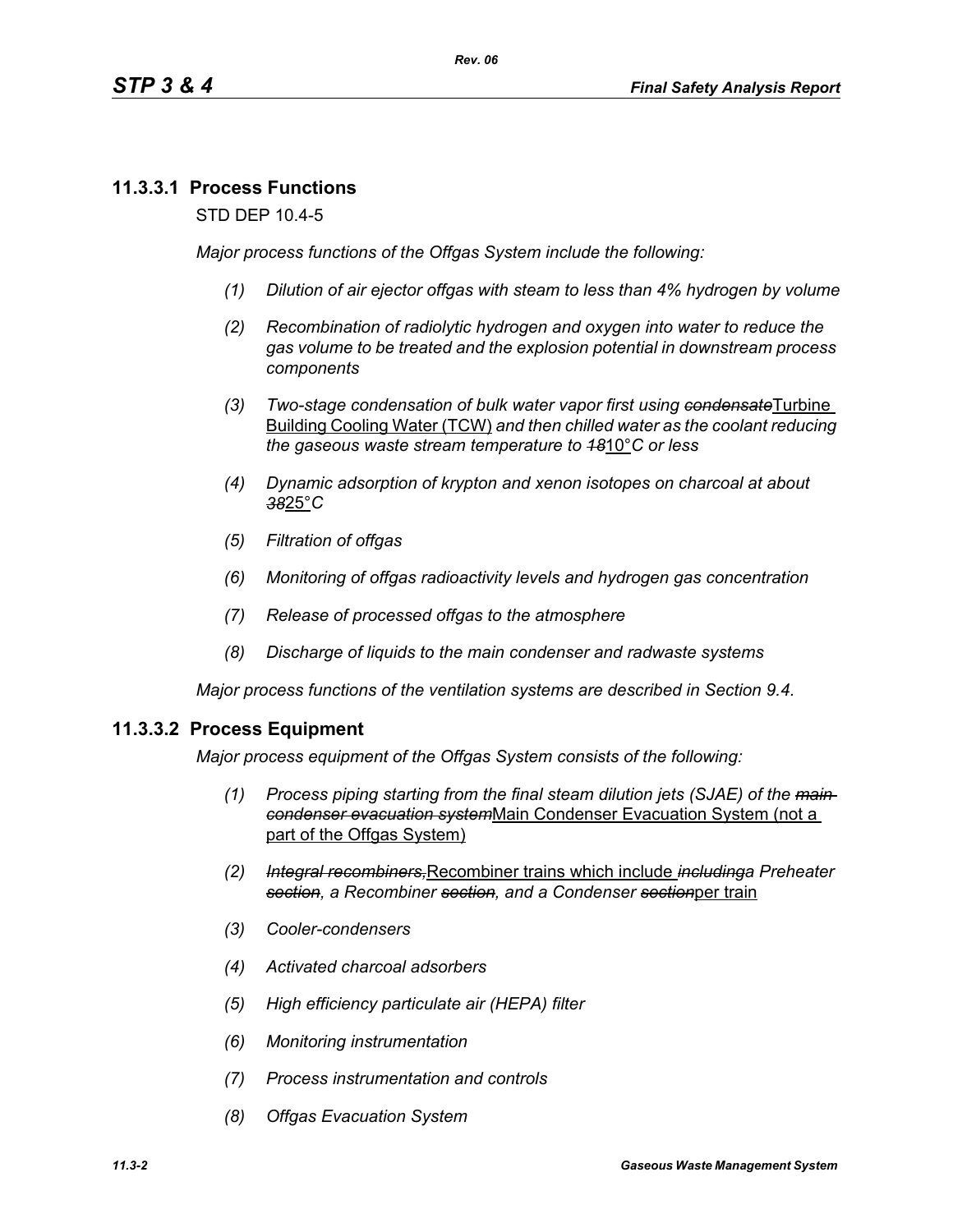### 11.3.3.1 Process Functions

STD DEP 10.4-5

*Major process functions of the Offgas System include the following:*

1. *Dilution of air ejector offgas with steam to less than 4% hydrogen by volume*
2. *Recombination of radiolytic hydrogen and oxygen into water to reduce the gas volume to be treated and the explosion potential in downstream process components*
3. *Two-stage condensation of bulk water vapor first using ~~condensate~~*Turbine Building Cooling Water (TCW) *and then chilled water as the coolant reducing the gaseous waste stream temperature to ~~18~~*10°*C or less*
4. *Dynamic adsorption of krypton and xenon isotopes on charcoal at about ~~38~~*25°*C*
5. *Filtration of offgas*
6. *Monitoring of offgas radioactivity levels and hydrogen gas concentration*
7. *Release of processed offgas to the atmosphere*
8. *Discharge of liquids to the main condenser and radwaste systems*

*Major process functions of the ventilation systems are described in Section 9.4.*

### 11.3.3.2 Process Equipment

*Major process equipment of the Offgas System consists of the following:*

1. *Process piping starting from the final steam dilution jets (SJAE) of the ~~main condenser evacuation system~~*Main Condenser Evacuation System (not a part of the Offgas System)
2. *~~Integral recombiners,~~*Recombiner trains which include *~~including~~a Preheater ~~section~~, a Recombiner ~~section~~, and a Condenser ~~section~~*per train
3. *Cooler-condensers*
4. *Activated charcoal adsorbers*
5. *High efficiency particulate air (HEPA) filter*
6. *Monitoring instrumentation*
7. *Process instrumentation and controls*
8. *Offgas Evacuation System*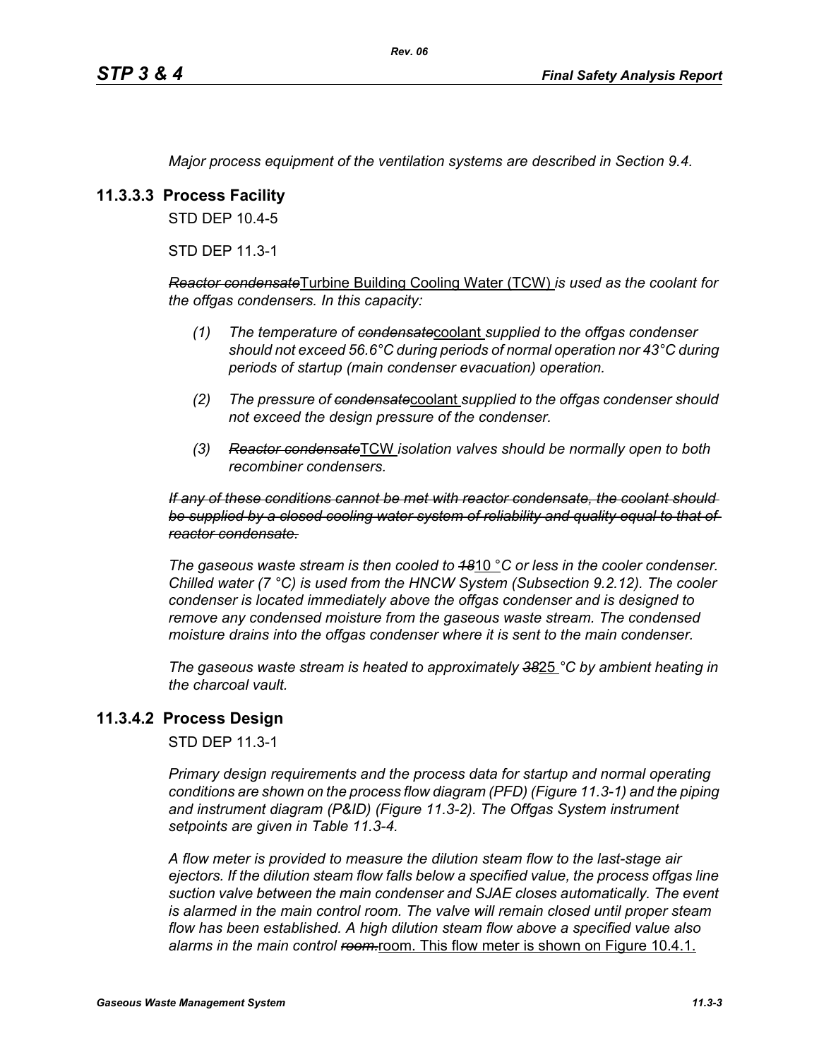*Major process equipment of the ventilation systems are described in Section 9.4.*

### 11.3.3.3 Process Facility

STD DEP 10.4-5

STD DEP 11.3-1

~~*Reactor condensate*~~Turbine Building Cooling Water (TCW) *is used as the coolant for the offgas condensers. In this capacity:*

*(1) The temperature of* ~~*condensate*~~coolant *supplied to the offgas condenser should not exceed 56.6°C during periods of normal operation nor 43°C during periods of startup (main condenser evacuation) operation.*

*(2) The pressure of* ~~*condensate*~~coolant *supplied to the offgas condenser should not exceed the design pressure of the condenser.*

*(3)* ~~*Reactor condensate*~~TCW *isolation valves should be normally open to both recombiner condensers.*

~~*If any of these conditions cannot be met with reactor condensate, the coolant should be supplied by a closed cooling water system of reliability and quality equal to that of reactor condensate.*~~

*The gaseous waste stream is then cooled to* ~~*18*~~10 *°C or less in the cooler condenser. Chilled water (7 °C) is used from the HNCW System (Subsection 9.2.12). The cooler condenser is located immediately above the offgas condenser and is designed to remove any condensed moisture from the gaseous waste stream. The condensed moisture drains into the offgas condenser where it is sent to the main condenser.*

*The gaseous waste stream is heated to approximately* ~~*38*~~25 *°C by ambient heating in the charcoal vault.*

### 11.3.4.2 Process Design

STD DEP 11.3-1

*Primary design requirements and the process data for startup and normal operating conditions are shown on the process flow diagram (PFD) (Figure 11.3-1) and the piping and instrument diagram (P&ID) (Figure 11.3-2). The Offgas System instrument setpoints are given in Table 11.3-4.*

*A flow meter is provided to measure the dilution steam flow to the last-stage air ejectors. If the dilution steam flow falls below a specified value, the process offgas line suction valve between the main condenser and SJAE closes automatically. The event is alarmed in the main control room. The valve will remain closed until proper steam flow has been established. A high dilution steam flow above a specified value also alarms in the main control* ~~*room.*~~room. This flow meter is shown on Figure 10.4.1.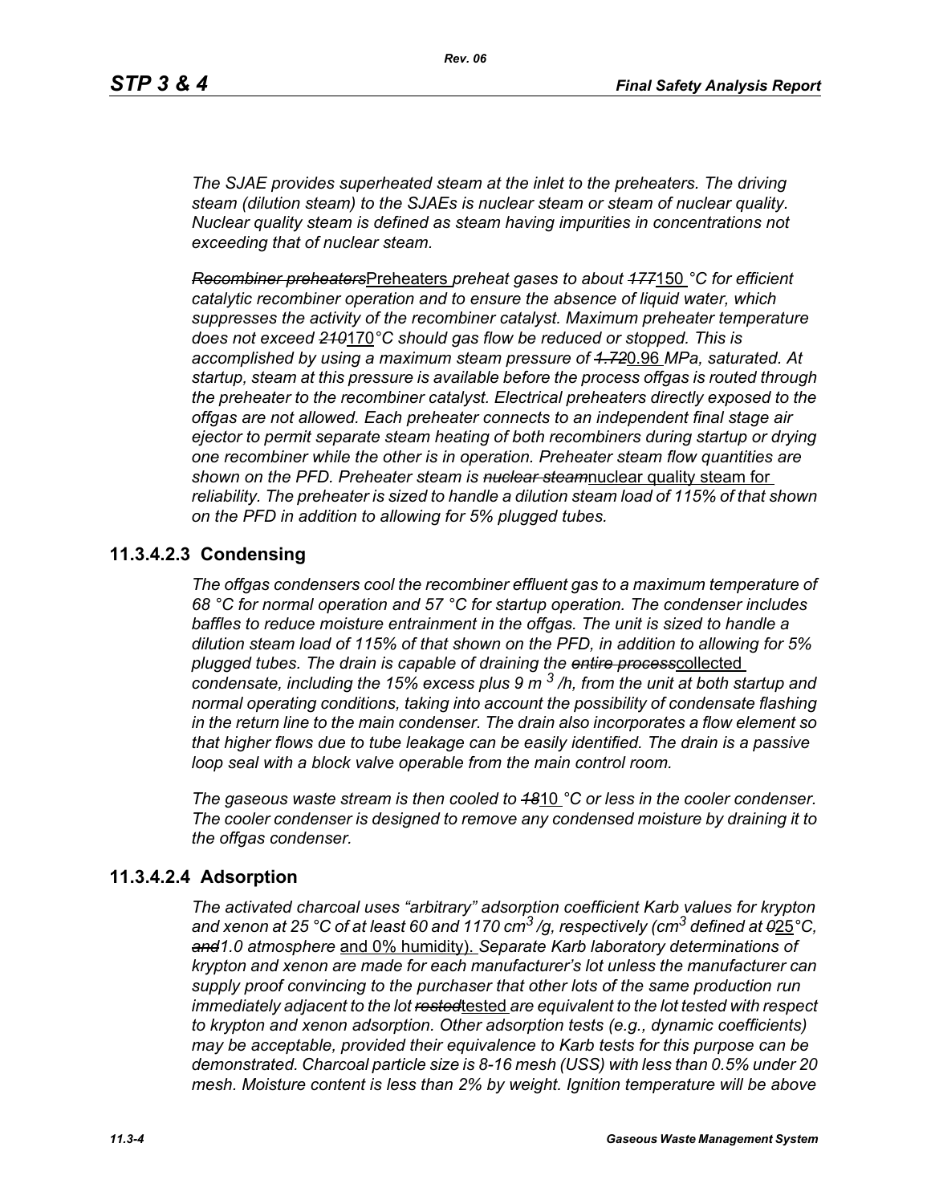*The SJAE provides superheated steam at the inlet to the preheaters. The driving steam (dilution steam) to the SJAEs is nuclear steam or steam of nuclear quality. Nuclear quality steam is defined as steam having impurities in concentrations not exceeding that of nuclear steam.*

~~*Recombiner preheaters*~~Preheaters *preheat gases to about* ~~*177*~~150 *°C for efficient catalytic recombiner operation and to ensure the absence of liquid water, which suppresses the activity of the recombiner catalyst. Maximum preheater temperature does not exceed* ~~*210*~~170*°C should gas flow be reduced or stopped. This is accomplished by using a maximum steam pressure of* ~~*1.72*~~0.96 *MPa, saturated. At startup, steam at this pressure is available before the process offgas is routed through the preheater to the recombiner catalyst. Electrical preheaters directly exposed to the offgas are not allowed. Each preheater connects to an independent final stage air ejector to permit separate steam heating of both recombiners during startup or drying one recombiner while the other is in operation. Preheater steam flow quantities are shown on the PFD. Preheater steam is* ~~*nuclear steam*~~nuclear quality steam for *reliability. The preheater is sized to handle a dilution steam load of 115% of that shown on the PFD in addition to allowing for 5% plugged tubes.*

## 11.3.4.2.3 Condensing

*The offgas condensers cool the recombiner effluent gas to a maximum temperature of 68 °C for normal operation and 57 °C for startup operation. The condenser includes baffles to reduce moisture entrainment in the offgas. The unit is sized to handle a dilution steam load of 115% of that shown on the PFD, in addition to allowing for 5% plugged tubes. The drain is capable of draining the* ~~*entire process*~~collected *condensate, including the 15% excess plus 9 $m^3$/h, from the unit at both startup and normal operating conditions, taking into account the possibility of condensate flashing in the return line to the main condenser. The drain also incorporates a flow element so that higher flows due to tube leakage can be easily identified. The drain is a passive loop seal with a block valve operable from the main control room.*

*The gaseous waste stream is then cooled to* ~~*18*~~10 *°C or less in the cooler condenser. The cooler condenser is designed to remove any condensed moisture by draining it to the offgas condenser.*

## 11.3.4.2.4 Adsorption

*The activated charcoal uses "arbitrary" adsorption coefficient Karb values for krypton and xenon at 25 °C of at least 60 and 1170 $cm^3$/g, respectively ($cm^3$ defined at* ~~*0*~~25*°C,* ~~*and*~~*1.0 atmosphere* and 0% humidity). *Separate Karb laboratory determinations of krypton and xenon are made for each manufacturer's lot unless the manufacturer can supply proof convincing to the purchaser that other lots of the same production run immediately adjacent to the lot* ~~*rested*~~tested *are equivalent to the lot tested with respect to krypton and xenon adsorption. Other adsorption tests (e.g., dynamic coefficients) may be acceptable, provided their equivalence to Karb tests for this purpose can be demonstrated. Charcoal particle size is 8-16 mesh (USS) with less than 0.5% under 20 mesh. Moisture content is less than 2% by weight. Ignition temperature will be above*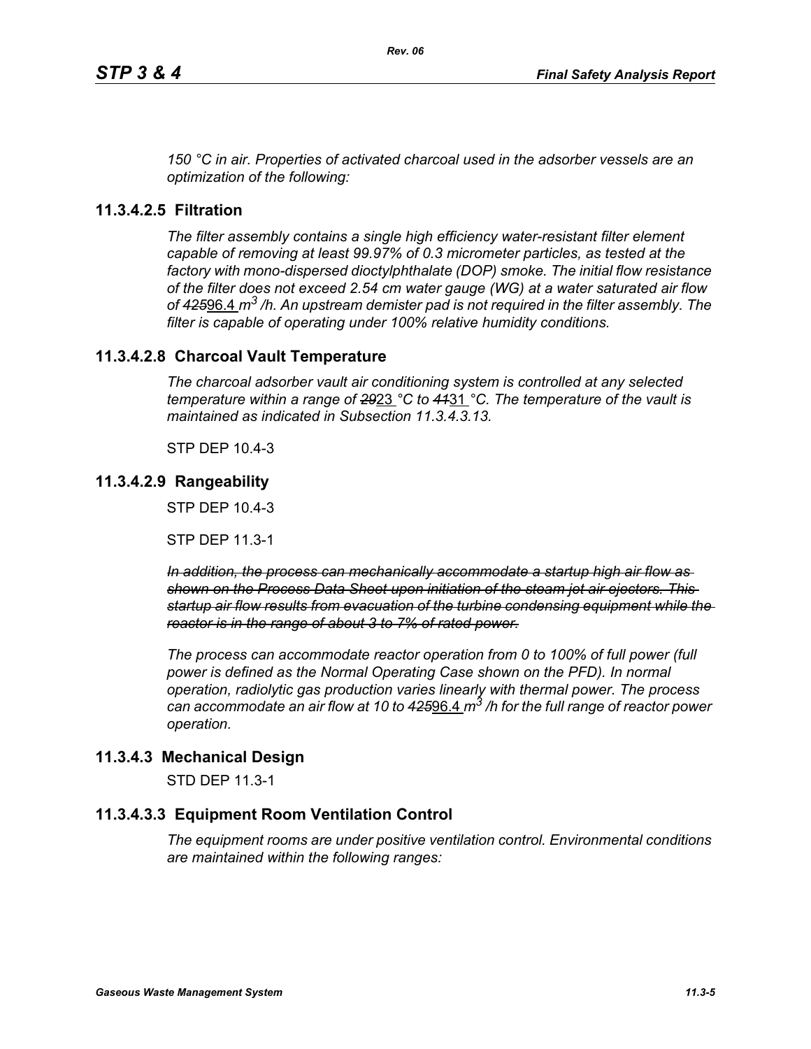*150 °C in air. Properties of activated charcoal used in the adsorber vessels are an optimization of the following:*

### 11.3.4.2.5 Filtration

*The filter assembly contains a single high efficiency water-resistant filter element capable of removing at least 99.97% of 0.3 micrometer particles, as tested at the factory with mono-dispersed dioctylphthalate (DOP) smoke. The initial flow resistance of the filter does not exceed 2.54 cm water gauge (WG) at a water saturated air flow of ~~425~~96.4 $m^3$/h. An upstream demister pad is not required in the filter assembly. The filter is capable of operating under 100% relative humidity conditions.*

### 11.3.4.2.8 Charcoal Vault Temperature

*The charcoal adsorber vault air conditioning system is controlled at any selected temperature within a range of ~~29~~23 °C to ~~41~~31 °C. The temperature of the vault is maintained as indicated in Subsection 11.3.4.3.13.*

STP DEP 10.4-3

### 11.3.4.2.9 Rangeability

STP DEP 10.4-3

STP DEP 11.3-1

~~*In addition, the process can mechanically accommodate a startup high air flow as shown on the Process Data Sheet upon initiation of the steam jet air ejectors. This startup air flow results from evacuation of the turbine condensing equipment while the reactor is in the range of about 3 to 7% of rated power.*~~

*The process can accommodate reactor operation from 0 to 100% of full power (full power is defined as the Normal Operating Case shown on the PFD). In normal operation, radiolytic gas production varies linearly with thermal power. The process can accommodate an air flow at 10 to ~~425~~96.4 $m^3$/h for the full range of reactor power operation.*

## 11.3.4.3 Mechanical Design

STD DEP 11.3-1

### 11.3.4.3.3 Equipment Room Ventilation Control

*The equipment rooms are under positive ventilation control. Environmental conditions are maintained within the following ranges:*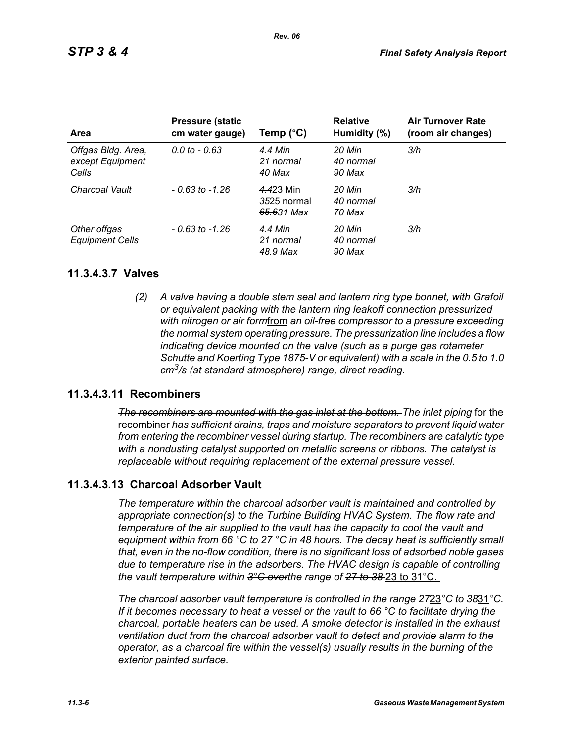| Area | Pressure (static cm water gauge) | Temp (°C) | Relative Humidity (%) | Air Turnover Rate (room air changes) |
|---|---|---|---|---|
| *Offgas Bldg. Area, except Equipment Cells* | *0.0 to - 0.63* | *4.4 Min*<br>*21 normal*<br>*40 Max* | *20 Min*<br>*40 normal*<br>*90 Max* | *3/h* |
| *Charcoal Vault* | *- 0.63 to -1.26* | ~~*4.4*~~23 Min<br>~~*35*~~25 normal<br>~~*65.6*~~31 *Max* | *20 Min*<br>*40 normal*<br>*70 Max* | *3/h* |
| *Other offgas Equipment Cells* | *- 0.63 to -1.26* | *4.4 Min*<br>*21 normal*<br>*48.9 Max* | *20 Min*<br>*40 normal*<br>*90 Max* | *3/h* |

## 11.3.4.3.7 Valves

*(2) A valve having a double stem seal and lantern ring type bonnet, with Grafoil or equivalent packing with the lantern ring leakoff connection pressurized with nitrogen or air ~~form~~*from *an oil-free compressor to a pressure exceeding the normal system operating pressure. The pressurization line includes a flow indicating device mounted on the valve (such as a purge gas rotameter Schutte and Koerting Type 1875-V or equivalent) with a scale in the 0.5 to 1.0 $cm^3/s$ (at standard atmosphere) range, direct reading.*

## 11.3.4.3.11 Recombiners

~~*The recombiners are mounted with the gas inlet at the bottom.*~~ *The inlet piping* for the recombiner *has sufficient drains, traps and moisture separators to prevent liquid water from entering the recombiner vessel during startup. The recombiners are catalytic type with a nondusting catalyst supported on metallic screens or ribbons. The catalyst is replaceable without requiring replacement of the external pressure vessel.*

## 11.3.4.3.13 Charcoal Adsorber Vault

*The temperature within the charcoal adsorber vault is maintained and controlled by appropriate connection(s) to the Turbine Building HVAC System. The flow rate and temperature of the air supplied to the vault has the capacity to cool the vault and equipment within from 66 °C to 27 °C in 48 hours. The decay heat is sufficiently small that, even in the no-flow condition, there is no significant loss of adsorbed noble gases due to temperature rise in the adsorbers. The HVAC design is capable of controlling the vault temperature within ~~3°C over~~the range of ~~27 to 38~~* 23 to 31°C.

*The charcoal adsorber vault temperature is controlled in the range ~~27~~*23*°C to ~~38~~*31*°C. If it becomes necessary to heat a vessel or the vault to 66 °C to facilitate drying the charcoal, portable heaters can be used. A smoke detector is installed in the exhaust ventilation duct from the charcoal adsorber vault to detect and provide alarm to the operator, as a charcoal fire within the vessel(s) usually results in the burning of the exterior painted surface.*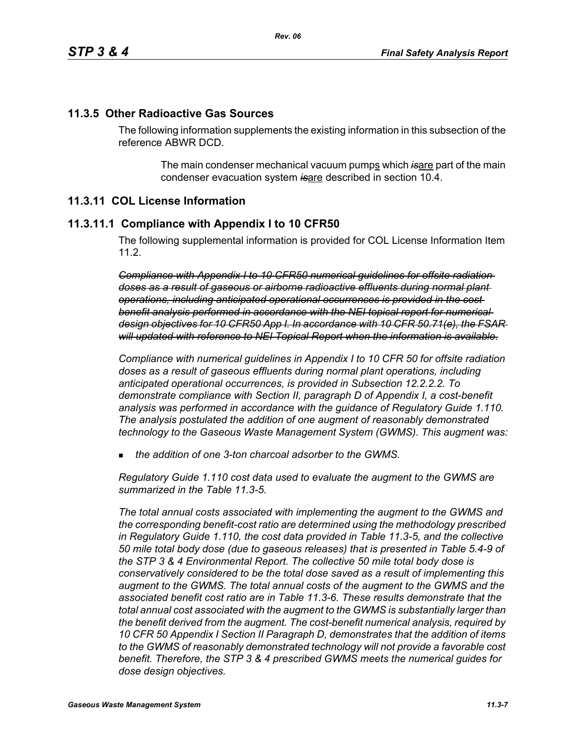## 11.3.5 Other Radioactive Gas Sources

The following information supplements the existing information in this subsection of the reference ABWR DCD.

> The main condenser mechanical vacuum pumps which ~~*is*~~are part of the main condenser evacuation system ~~*is*~~are described in section 10.4.

## 11.3.11 COL License Information

### 11.3.11.1 Compliance with Appendix I to 10 CFR50

The following supplemental information is provided for COL License Information Item 11.2.

~~*Compliance with Appendix I to 10 CFR50 numerical guidelines for offsite radiation doses as a result of gaseous or airborne radioactive effluents during normal plant operations, including anticipated operational occurrences is provided in the cost benefit analysis performed in accordance with the NEI topical report for numerical design objectives for 10 CFR50 App I. In accordance with 10 CFR 50.71(e), the FSAR will updated with reference to NEI Topical Report when the information is available.*~~

*Compliance with numerical guidelines in Appendix I to 10 CFR 50 for offsite radiation doses as a result of gaseous effluents during normal plant operations, including anticipated operational occurrences, is provided in Subsection 12.2.2.2. To demonstrate compliance with Section II, paragraph D of Appendix I, a cost-benefit analysis was performed in accordance with the guidance of Regulatory Guide 1.110. The analysis postulated the addition of one augment of reasonably demonstrated technology to the Gaseous Waste Management System (GWMS). This augment was:*

- *the addition of one 3-ton charcoal adsorber to the GWMS.*

*Regulatory Guide 1.110 cost data used to evaluate the augment to the GWMS are summarized in the Table 11.3-5.*

*The total annual costs associated with implementing the augment to the GWMS and the corresponding benefit-cost ratio are determined using the methodology prescribed in Regulatory Guide 1.110, the cost data provided in Table 11.3-5, and the collective 50 mile total body dose (due to gaseous releases) that is presented in Table 5.4-9 of the STP 3 & 4 Environmental Report. The collective 50 mile total body dose is conservatively considered to be the total dose saved as a result of implementing this augment to the GWMS. The total annual costs of the augment to the GWMS and the associated benefit cost ratio are in Table 11.3-6. These results demonstrate that the total annual cost associated with the augment to the GWMS is substantially larger than the benefit derived from the augment. The cost-benefit numerical analysis, required by 10 CFR 50 Appendix I Section II Paragraph D, demonstrates that the addition of items to the GWMS of reasonably demonstrated technology will not provide a favorable cost benefit. Therefore, the STP 3 & 4 prescribed GWMS meets the numerical guides for dose design objectives.*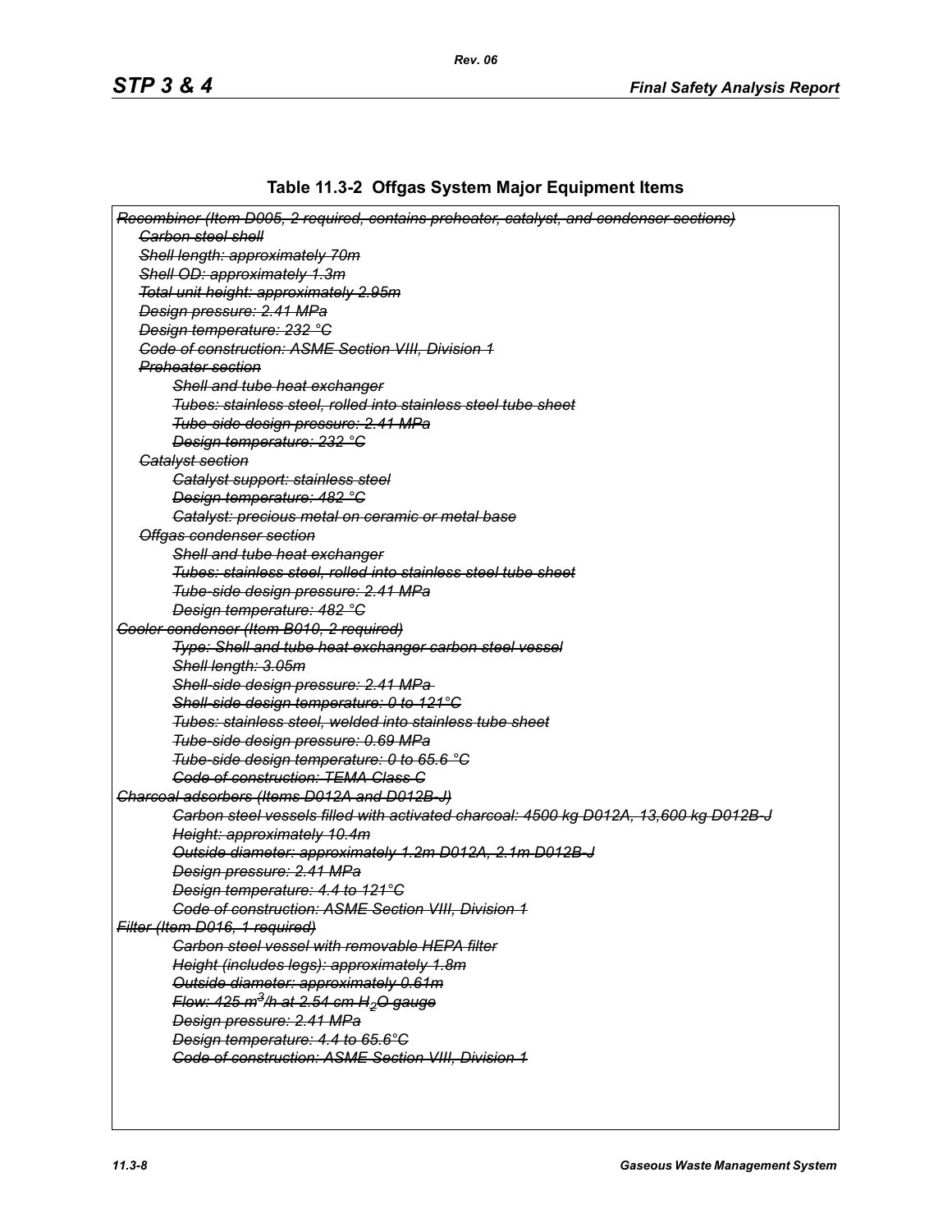## Table 11.3-2 Offgas System Major Equipment Items

~~*Recombiner (Item D005, 2 required, contains preheater, catalyst, and condenser sections)*~~

- ~~*Carbon steel shell*~~
- ~~*Shell length: approximately 70m*~~
- ~~*Shell OD: approximately 1.3m*~~
- ~~*Total unit height: approximately 2.95m*~~
- ~~*Design pressure: 2.41 MPa*~~
- ~~*Design temperature: 232 °C*~~
- ~~*Code of construction: ASME Section VIII, Division 1*~~
- ~~*Preheater section*~~
  - ~~*Shell and tube heat exchanger*~~
  - ~~*Tubes: stainless steel, rolled into stainless steel tube sheet*~~
  - ~~*Tube-side design pressure: 2.41 MPa*~~
  - ~~*Design temperature: 232 °C*~~
- ~~*Catalyst section*~~
  - ~~*Catalyst support: stainless steel*~~
  - ~~*Design temperature: 482 °C*~~
  - ~~*Catalyst: precious metal on ceramic or metal base*~~
- ~~*Offgas condenser section*~~
  - ~~*Shell and tube heat exchanger*~~
  - ~~*Tubes: stainless steel, rolled into stainless steel tube sheet*~~
  - ~~*Tube-side design pressure: 2.41 MPa*~~
  - ~~*Design temperature: 482 °C*~~

~~*Cooler condenser (Item B010, 2 required)*~~

- ~~*Type: Shell and tube heat exchanger carbon steel vessel*~~
- ~~*Shell length: 3.05m*~~
- ~~*Shell-side design pressure: 2.41 MPa*~~
- ~~*Shell-side design temperature: 0 to 121°C*~~
- ~~*Tubes: stainless steel, welded into stainless tube sheet*~~
- ~~*Tube-side design pressure: 0.69 MPa*~~
- ~~*Tube-side design temperature: 0 to 65.6 °C*~~
- ~~*Code of construction: TEMA Class C*~~

~~*Charcoal adsorbers (Items D012A and D012B-J)*~~

- ~~*Carbon steel vessels filled with activated charcoal: 4500 kg D012A, 13,600 kg D012B-J*~~
- ~~*Height: approximately 10.4m*~~
- ~~*Outside diameter: approximately 1.2m D012A, 2.1m D012B-J*~~
- ~~*Design pressure: 2.41 MPa*~~
- ~~*Design temperature: 4.4 to 121°C*~~
- ~~*Code of construction: ASME Section VIII, Division 1*~~

~~*Filter (Item D016, 1 required)*~~

- ~~*Carbon steel vessel with removable HEPA filter*~~
- ~~*Height (includes legs): approximately 1.8m*~~
- ~~*Outside diameter: approximately 0.61m*~~
- ~~*Flow: 425 $m^3$/h at 2.54 cm $H_2O$ gauge*~~
- ~~*Design pressure: 2.41 MPa*~~
- ~~*Design temperature: 4.4 to 65.6°C*~~
- ~~*Code of construction: ASME Section VIII, Division 1*~~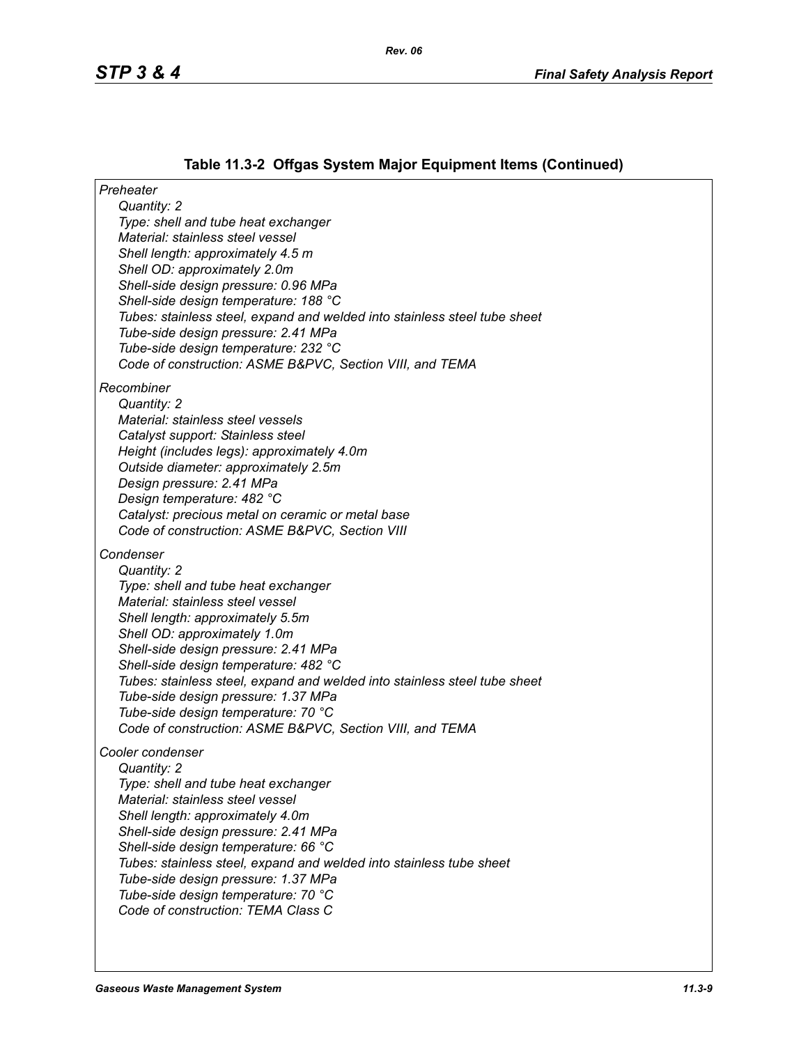## Table 11.3-2 Offgas System Major Equipment Items (Continued)

*Preheater*

*Quantity: 2*
*Type: shell and tube heat exchanger*
*Material: stainless steel vessel*
*Shell length: approximately 4.5 m*
*Shell OD: approximately 2.0m*
*Shell-side design pressure: 0.96 MPa*
*Shell-side design temperature: 188 °C*
*Tubes: stainless steel, expand and welded into stainless steel tube sheet*
*Tube-side design pressure: 2.41 MPa*
*Tube-side design temperature: 232 °C*
*Code of construction: ASME B&PVC, Section VIII, and TEMA*

*Recombiner*

*Quantity: 2*
*Material: stainless steel vessels*
*Catalyst support: Stainless steel*
*Height (includes legs): approximately 4.0m*
*Outside diameter: approximately 2.5m*
*Design pressure: 2.41 MPa*
*Design temperature: 482 °C*
*Catalyst: precious metal on ceramic or metal base*
*Code of construction: ASME B&PVC, Section VIII*

*Condenser*

*Quantity: 2*
*Type: shell and tube heat exchanger*
*Material: stainless steel vessel*
*Shell length: approximately 5.5m*
*Shell OD: approximately 1.0m*
*Shell-side design pressure: 2.41 MPa*
*Shell-side design temperature: 482 °C*
*Tubes: stainless steel, expand and welded into stainless steel tube sheet*
*Tube-side design pressure: 1.37 MPa*
*Tube-side design temperature: 70 °C*
*Code of construction: ASME B&PVC, Section VIII, and TEMA*

*Cooler condenser*

*Quantity: 2*
*Type: shell and tube heat exchanger*
*Material: stainless steel vessel*
*Shell length: approximately 4.0m*
*Shell-side design pressure: 2.41 MPa*
*Shell-side design temperature: 66 °C*
*Tubes: stainless steel, expand and welded into stainless tube sheet*
*Tube-side design pressure: 1.37 MPa*
*Tube-side design temperature: 70 °C*
*Code of construction: TEMA Class C*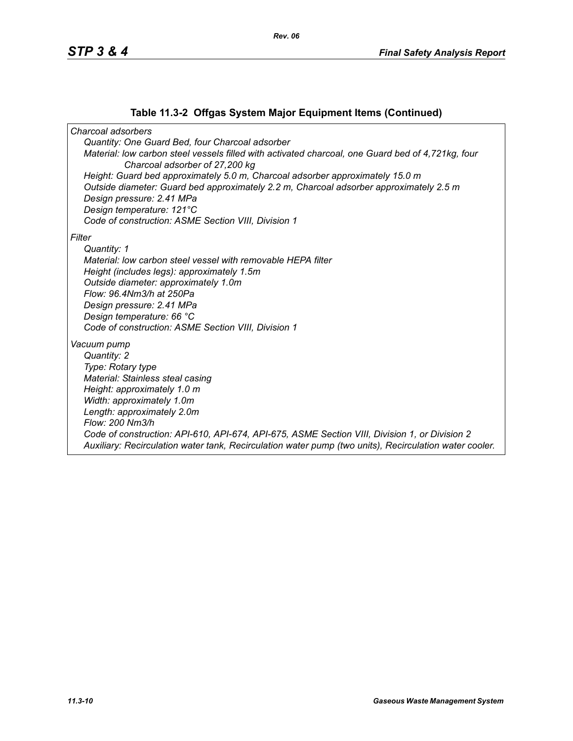## Table 11.3-2 Offgas System Major Equipment Items (Continued)

*Charcoal adsorbers*

*Quantity: One Guard Bed, four Charcoal adsorber*

*Material: low carbon steel vessels filled with activated charcoal, one Guard bed of 4,721kg, four Charcoal adsorber of 27,200 kg*

*Height: Guard bed approximately 5.0 m, Charcoal adsorber approximately 15.0 m*

*Outside diameter: Guard bed approximately 2.2 m, Charcoal adsorber approximately 2.5 m*

*Design pressure: 2.41 MPa*

*Design temperature: 121°C*

*Code of construction: ASME Section VIII, Division 1*

*Filter*

*Quantity: 1*

*Material: low carbon steel vessel with removable HEPA filter*

*Height (includes legs): approximately 1.5m*

*Outside diameter: approximately 1.0m*

*Flow: 96.4Nm3/h at 250Pa*

*Design pressure: 2.41 MPa*

*Design temperature: 66 °C*

*Code of construction: ASME Section VIII, Division 1*

*Vacuum pump*

*Quantity: 2*

*Type: Rotary type*

*Material: Stainless steal casing*

*Height: approximately 1.0 m*

*Width: approximately 1.0m*

*Length: approximately 2.0m*

*Flow: 200 Nm3/h*

*Code of construction: API-610, API-674, API-675, ASME Section VIII, Division 1, or Division 2*

*Auxiliary: Recirculation water tank, Recirculation water pump (two units), Recirculation water cooler.*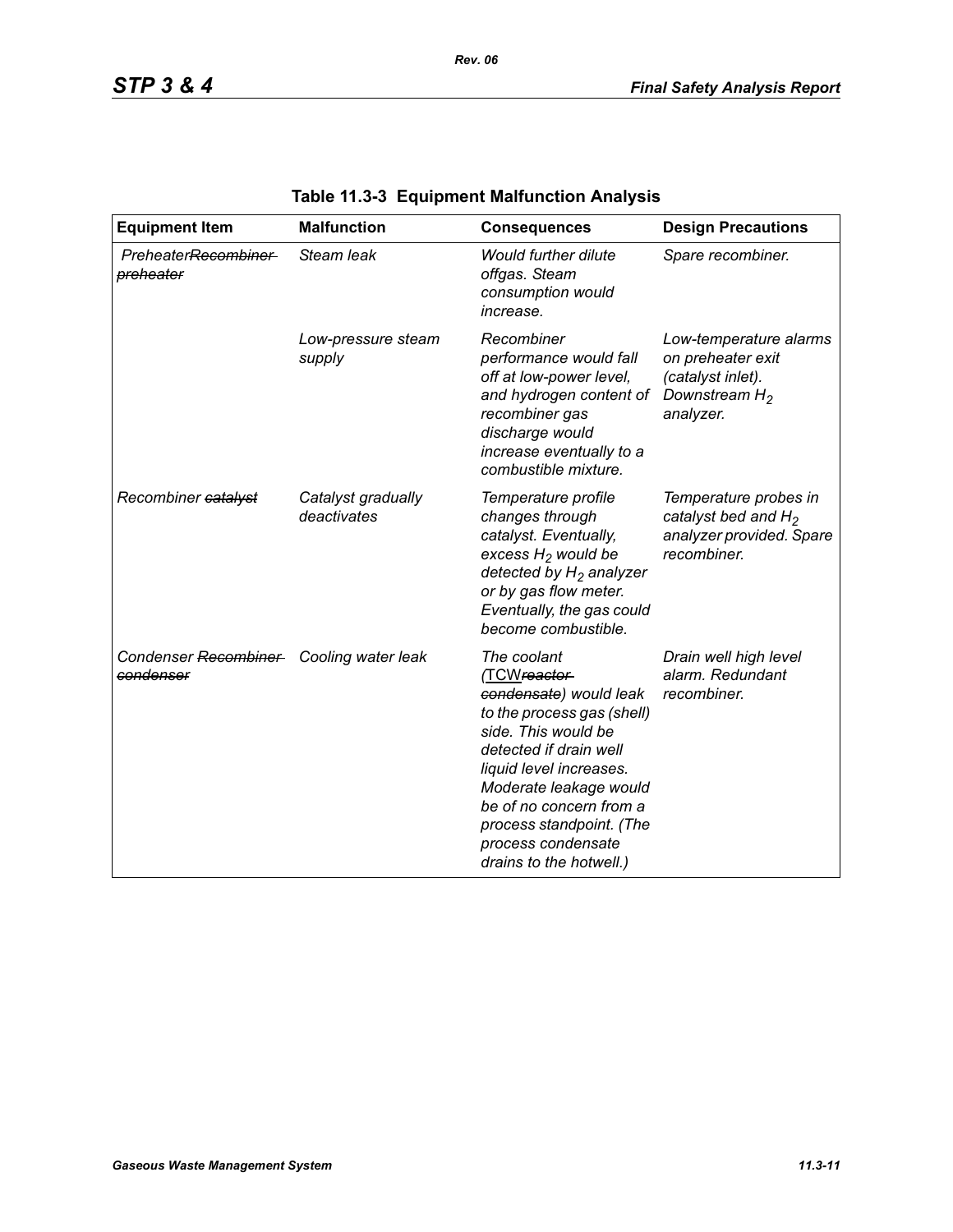**Table 11.3-3 Equipment Malfunction Analysis**

| Equipment Item | Malfunction | Consequences | Design Precautions |
|---|---|---|---|
| Preheater~~Recombiner preheater~~ | *Steam leak* | *Would further dilute offgas. Steam consumption would increase.* | *Spare recombiner.* |
| | *Low-pressure steam supply* | *Recombiner performance would fall off at low-power level, and hydrogen content of recombiner gas discharge would increase eventually to a combustible mixture.* | *Low-temperature alarms on preheater exit (catalyst inlet). Downstream $H_2$ analyzer.* |
| *Recombiner ~~catalyst~~* | *Catalyst gradually deactivates* | *Temperature profile changes through catalyst. Eventually, excess $H_2$ would be detected by $H_2$ analyzer or by gas flow meter. Eventually, the gas could become combustible.* | *Temperature probes in catalyst bed and $H_2$ analyzer provided. Spare recombiner.* |
| *Condenser ~~Recombiner condenser~~* | *Cooling water leak* | *The coolant (TCW~~reactor condensate~~) would leak to the process gas (shell) side. This would be detected if drain well liquid level increases. Moderate leakage would be of no concern from a process standpoint. (The process condensate drains to the hotwell.)* | *Drain well high level alarm. Redundant recombiner.* |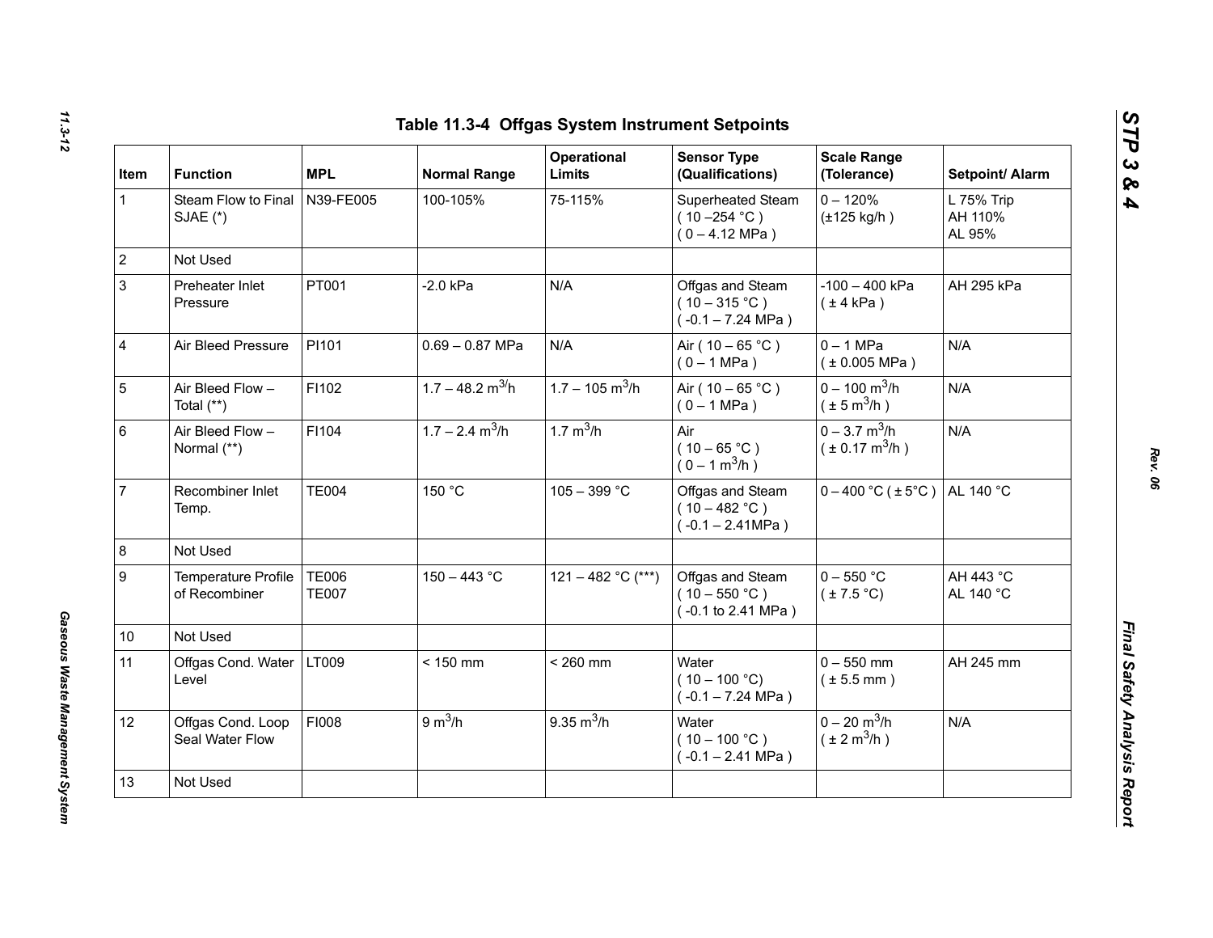## Table 11.3-4 Offgas System Instrument Setpoints

| Item | Function | MPL | Normal Range | Operational Limits | Sensor Type (Qualifications) | Scale Range (Tolerance) | Setpoint/ Alarm |
|---|---|---|---|---|---|---|---|
| 1 | Steam Flow to Final SJAE (*) | N39-FE005 | 100-105% | 75-115% | Superheated Steam ( 10 –254 °C ) ( 0 – 4.12 MPa ) | 0 – 120% (±125 kg/h ) | L 75% Trip AH 110% AL 95% |
| 2 | Not Used | | | | | | |
| 3 | Preheater Inlet Pressure | PT001 | -2.0 kPa | N/A | Offgas and Steam ( 10 – 315 °C ) ( -0.1 – 7.24 MPa ) | -100 – 400 kPa ( ± 4 kPa ) | AH 295 kPa |
| 4 | Air Bleed Pressure | PI101 | 0.69 – 0.87 MPa | N/A | Air ( 10 – 65 °C ) ( 0 – 1 MPa ) | 0 – 1 MPa ( ± 0.005 MPa ) | N/A |
| 5 | Air Bleed Flow – Total (**) | FI102 | 1.7 – 48.2 $m^3$/h | 1.7 – 105 $m^3$/h | Air ( 10 – 65 °C ) ( 0 – 1 MPa ) | 0 – 100 $m^3$/h ( ± 5 $m^3$/h ) | N/A |
| 6 | Air Bleed Flow – Normal (**) | FI104 | 1.7 – 2.4 $m^3$/h | 1.7 $m^3$/h | Air ( 10 – 65 °C ) ( 0 – 1 $m^3$/h ) | 0 – 3.7 $m^3$/h ( ± 0.17 $m^3$/h ) | N/A |
| 7 | Recombiner Inlet Temp. | TE004 | 150 °C | 105 – 399 °C | Offgas and Steam ( 10 – 482 °C ) ( -0.1 – 2.41MPa ) | 0 – 400 °C ( ± 5°C ) | AL 140 °C |
| 8 | Not Used | | | | | | |
| 9 | Temperature Profile of Recombiner | TE006 TE007 | 150 – 443 °C | 121 – 482 °C (***) | Offgas and Steam ( 10 – 550 °C ) ( -0.1 to 2.41 MPa ) | 0 – 550 °C ( ± 7.5 °C) | AH 443 °C AL 140 °C |
| 10 | Not Used | | | | | | |
| 11 | Offgas Cond. Water Level | LT009 | < 150 mm | < 260 mm | Water ( 10 – 100 °C) ( -0.1 – 7.24 MPa ) | 0 – 550 mm ( ± 5.5 mm ) | AH 245 mm |
| 12 | Offgas Cond. Loop Seal Water Flow | FI008 | 9 $m^3$/h | 9.35 $m^3$/h | Water ( 10 – 100 °C ) ( -0.1 – 2.41 MPa ) | 0 – 20 $m^3$/h ( ± 2 $m^3$/h ) | N/A |
| 13 | Not Used | | | | | | |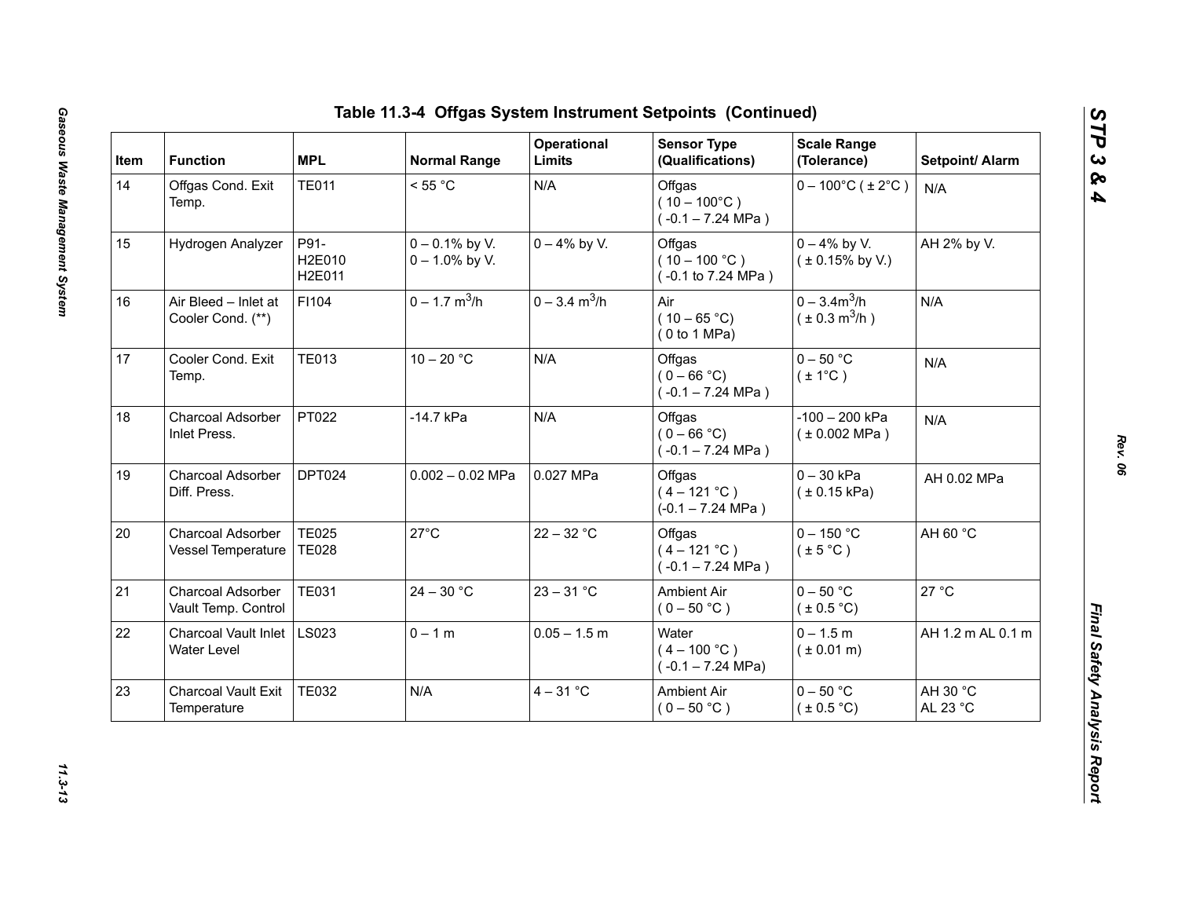## Table 11.3-4 Offgas System Instrument Setpoints (Continued)

| Item | Function | MPL | Normal Range | Operational Limits | Sensor Type (Qualifications) | Scale Range (Tolerance) | Setpoint/ Alarm |
|---|---|---|---|---|---|---|---|
| 14 | Offgas Cond. Exit Temp. | TE011 | < 55 °C | N/A | Offgas ( 10 – 100°C ) ( -0.1 – 7.24 MPa ) | 0 – 100°C ( ± 2°C ) | N/A |
| 15 | Hydrogen Analyzer | P91-H2E010 H2E011 | 0 – 0.1% by V. 0 – 1.0% by V. | 0 – 4% by V. | Offgas ( 10 – 100 °C ) ( -0.1 to 7.24 MPa ) | 0 – 4% by V. ( ± 0.15% by V.) | AH 2% by V. |
| 16 | Air Bleed – Inlet at Cooler Cond. (**) | FI104 | 0 – 1.7 $m^3$/h | 0 – 3.4 $m^3$/h | Air ( 10 – 65 °C) ( 0 to 1 MPa) | 0 – 3.4$m^3$/h ( ± 0.3 $m^3$/h ) | N/A |
| 17 | Cooler Cond. Exit Temp. | TE013 | 10 – 20 °C | N/A | Offgas ( 0 – 66 °C) ( -0.1 – 7.24 MPa ) | 0 – 50 °C ( ± 1°C ) | N/A |
| 18 | Charcoal Adsorber Inlet Press. | PT022 | -14.7 kPa | N/A | Offgas ( 0 – 66 °C) ( -0.1 – 7.24 MPa ) | -100 – 200 kPa ( ± 0.002 MPa ) | N/A |
| 19 | Charcoal Adsorber Diff. Press. | DPT024 | 0.002 – 0.02 MPa | 0.027 MPa | Offgas ( 4 – 121 °C ) (-0.1 – 7.24 MPa ) | 0 – 30 kPa ( ± 0.15 kPa) | AH 0.02 MPa |
| 20 | Charcoal Adsorber Vessel Temperature | TE025 TE028 | 27°C | 22 – 32 °C | Offgas ( 4 – 121 °C ) ( -0.1 – 7.24 MPa ) | 0 – 150 °C ( ± 5 °C ) | AH 60 °C |
| 21 | Charcoal Adsorber Vault Temp. Control | TE031 | 24 – 30 °C | 23 – 31 °C | Ambient Air ( 0 – 50 °C ) | 0 – 50 °C ( ± 0.5 °C) | 27 °C |
| 22 | Charcoal Vault Inlet Water Level | LS023 | 0 – 1 m | 0.05 – 1.5 m | Water ( 4 – 100 °C ) ( -0.1 – 7.24 MPa) | 0 – 1.5 m ( ± 0.01 m) | AH 1.2 m AL 0.1 m |
| 23 | Charcoal Vault Exit Temperature | TE032 | N/A | 4 – 31 °C | Ambient Air ( 0 – 50 °C ) | 0 – 50 °C ( ± 0.5 °C) | AH 30 °C AL 23 °C |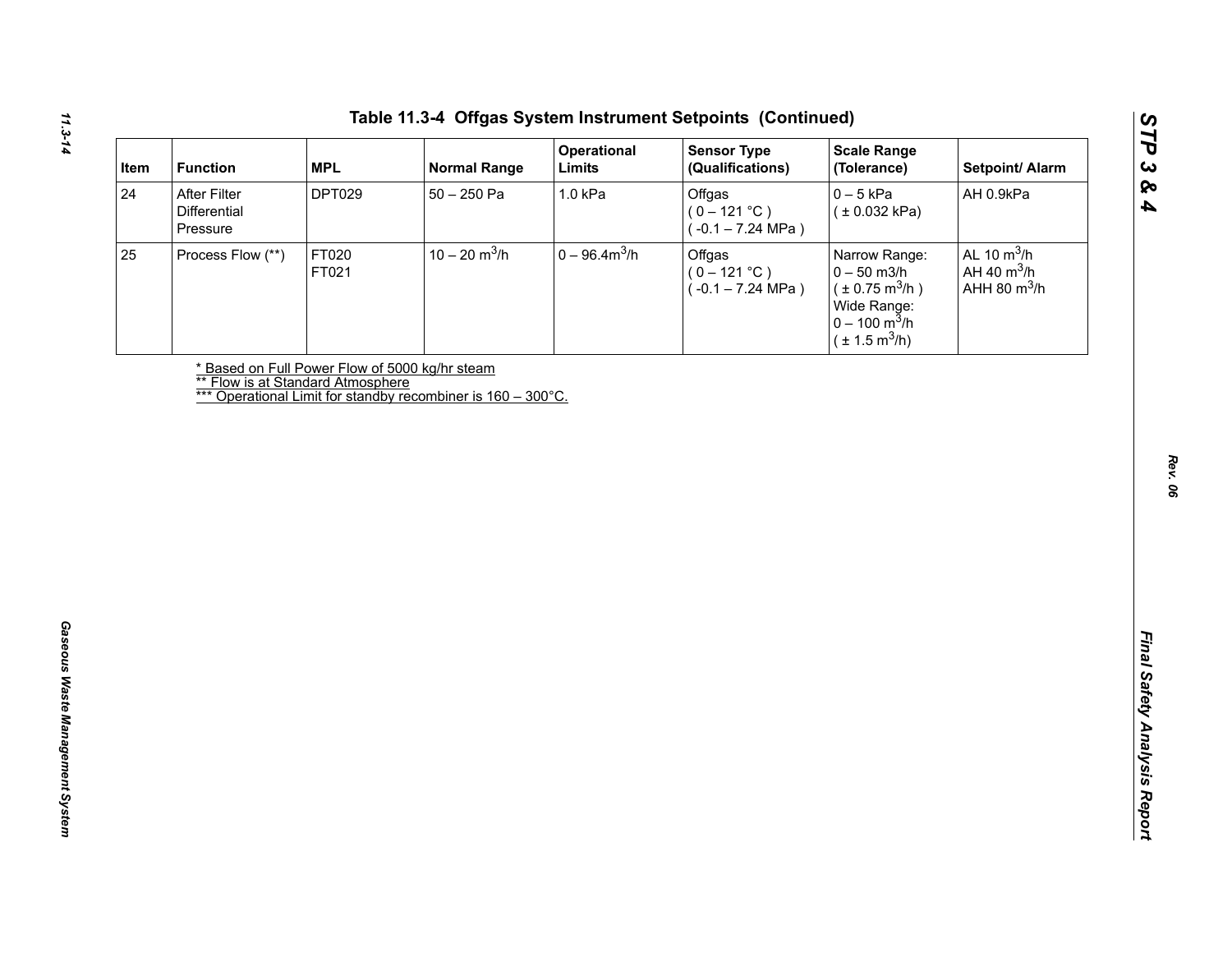# Table 11.3-4 Offgas System Instrument Setpoints (Continued)

| Item | Function | MPL | Normal Range | Operational Limits | Sensor Type (Qualifications) | Scale Range (Tolerance) | Setpoint/ Alarm |
|---|---|---|---|---|---|---|---|
| 24 | After Filter Differential Pressure | DPT029 | 50 – 250 Pa | 1.0 kPa | Offgas ( 0 – 121 °C ) ( -0.1 – 7.24 MPa ) | 0 – 5 kPa ( ± 0.032 kPa) | AH 0.9kPa |
| 25 | Process Flow (**) | FT020 FT021 | 10 – 20 $m^3$/h | 0 – 96.4$m^3$/h | Offgas ( 0 – 121 °C ) ( -0.1 – 7.24 MPa ) | Narrow Range: 0 – 50 m3/h ( ± 0.75 $m^3$/h ) Wide Range: 0 – 100 $m^3$/h ( ± 1.5 $m^3$/h) | AL 10 $m^3$/h AH 40 $m^3$/h AHH 80 $m^3$/h |

* Based on Full Power Flow of 5000 kg/hr steam
** Flow is at Standard Atmosphere
*** Operational Limit for standby recombiner is 160 – 300°C.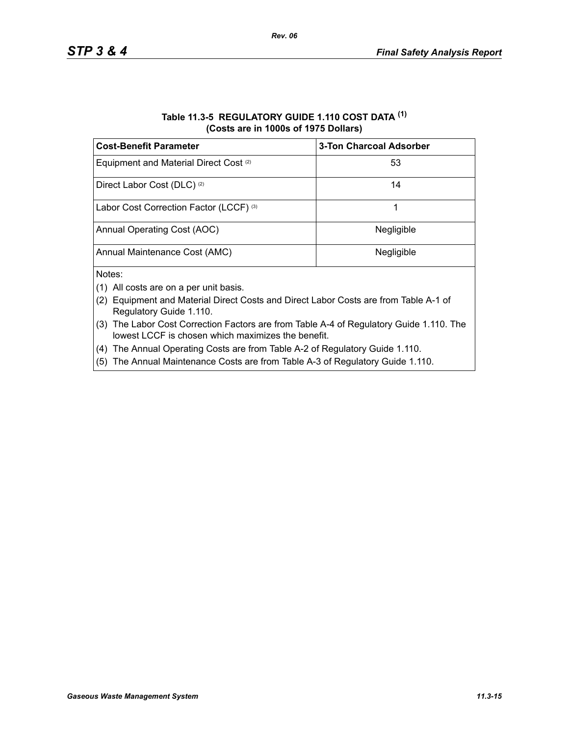**Table 11.3-5 REGULATORY GUIDE 1.110 COST DATA [(1)]**
**(Costs are in 1000s of 1975 Dollars)**

| Cost-Benefit Parameter | 3-Ton Charcoal Adsorber |
|---|---|
| Equipment and Material Direct Cost [(2)] | 53 |
| Direct Labor Cost (DLC) [(2)] | 14 |
| Labor Cost Correction Factor (LCCF) [(3)] | 1 |
| Annual Operating Cost (AOC) | Negligible |
| Annual Maintenance Cost (AMC) | Negligible |

Notes:

(1) All costs are on a per unit basis.

(2) Equipment and Material Direct Costs and Direct Labor Costs are from Table A-1 of Regulatory Guide 1.110.

(3) The Labor Cost Correction Factors are from Table A-4 of Regulatory Guide 1.110. The lowest LCCF is chosen which maximizes the benefit.

(4) The Annual Operating Costs are from Table A-2 of Regulatory Guide 1.110.

(5) The Annual Maintenance Costs are from Table A-3 of Regulatory Guide 1.110.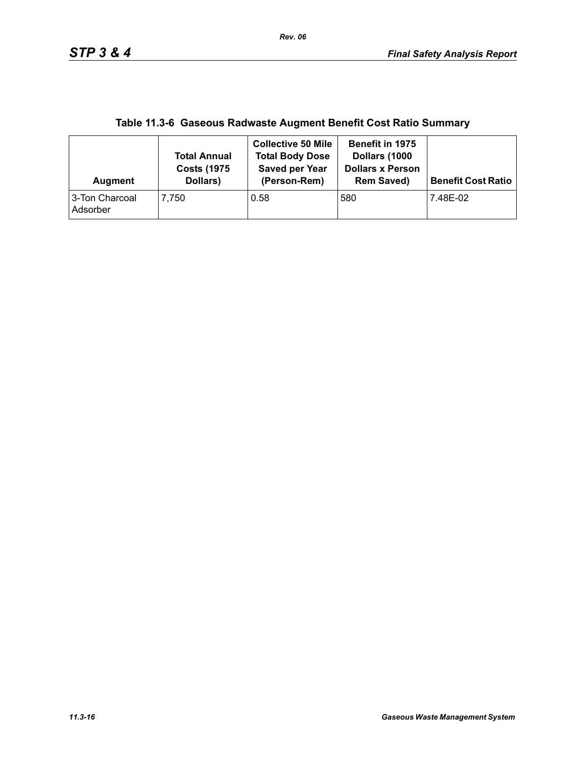## Table 11.3-6 Gaseous Radwaste Augment Benefit Cost Ratio Summary

| Augment | Total Annual Costs (1975 Dollars) | Collective 50 Mile Total Body Dose Saved per Year (Person-Rem) | Benefit in 1975 Dollars (1000 Dollars x Person Rem Saved) | Benefit Cost Ratio |
|---|---|---|---|---|
| 3-Ton Charcoal Adsorber | 7,750 | 0.58 | 580 | 7.48E-02 |